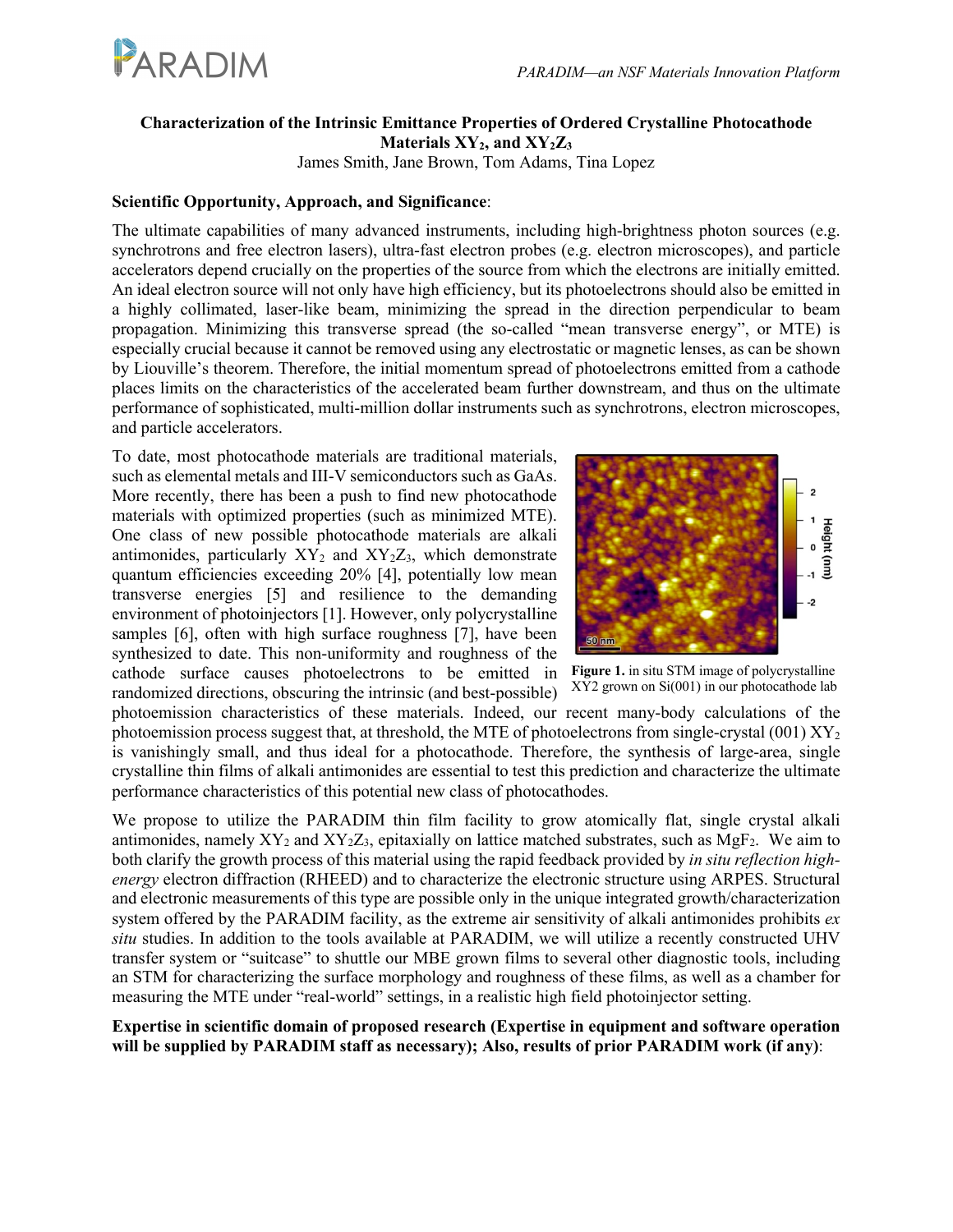**Characterization of the Intrinsic Emittance Properties of Ordered Crystalline Photocathode Materials $XY_2$, and $XY_2Z_3$**

James Smith, Jane Brown, Tom Adams, Tina Lopez

**Scientific Opportunity, Approach, and Significance**:

The ultimate capabilities of many advanced instruments, including high-brightness photon sources (e.g. synchrotrons and free electron lasers), ultra-fast electron probes (e.g. electron microscopes), and particle accelerators depend crucially on the properties of the source from which the electrons are initially emitted. An ideal electron source will not only have high efficiency, but its photoelectrons should also be emitted in a highly collimated, laser-like beam, minimizing the spread in the direction perpendicular to beam propagation. Minimizing this transverse spread (the so-called "mean transverse energy", or MTE) is especially crucial because it cannot be removed using any electrostatic or magnetic lenses, as can be shown by Liouville's theorem. Therefore, the initial momentum spread of photoelectrons emitted from a cathode places limits on the characteristics of the accelerated beam further downstream, and thus on the ultimate performance of sophisticated, multi-million dollar instruments such as synchrotrons, electron microscopes, and particle accelerators.

To date, most photocathode materials are traditional materials, such as elemental metals and III-V semiconductors such as GaAs. More recently, there has been a push to find new photocathode materials with optimized properties (such as minimized MTE). One class of new possible photocathode materials are alkali antimonides, particularly $XY_2$ and $XY_2Z_3$, which demonstrate quantum efficiencies exceeding 20% [4], potentially low mean transverse energies [5] and resilience to the demanding environment of photoinjectors [1]. However, only polycrystalline samples [6], often with high surface roughness [7], have been synthesized to date. This non-uniformity and roughness of the cathode surface causes photoelectrons to be emitted in randomized directions, obscuring the intrinsic (and best-possible) photoemission characteristics of these materials. Indeed, our recent many-body calculations of the photoemission process suggest that, at threshold, the MTE of photoelectrons from single-crystal (001) $XY_2$ is vanishingly small, and thus ideal for a photocathode. Therefore, the synthesis of large-area, single crystalline thin films of alkali antimonides are essential to test this prediction and characterize the ultimate performance characteristics of this potential new class of photocathodes.

**Figure 1.** in situ STM image of polycrystalline XY2 grown on Si(001) in our photocathode lab

We propose to utilize the PARADIM thin film facility to grow atomically flat, single crystal alkali antimonides, namely $XY_2$ and $XY_2Z_3$, epitaxially on lattice matched substrates, such as $MgF_2$. We aim to both clarify the growth process of this material using the rapid feedback provided by *in situ reflection high-energy* electron diffraction (RHEED) and to characterize the electronic structure using ARPES. Structural and electronic measurements of this type are possible only in the unique integrated growth/characterization system offered by the PARADIM facility, as the extreme air sensitivity of alkali antimonides prohibits *ex situ* studies. In addition to the tools available at PARADIM, we will utilize a recently constructed UHV transfer system or "suitcase" to shuttle our MBE grown films to several other diagnostic tools, including an STM for characterizing the surface morphology and roughness of these films, as well as a chamber for measuring the MTE under "real-world" settings, in a realistic high field photoinjector setting.

**Expertise in scientific domain of proposed research (Expertise in equipment and software operation will be supplied by PARADIM staff as necessary); Also, results of prior PARADIM work (if any)**: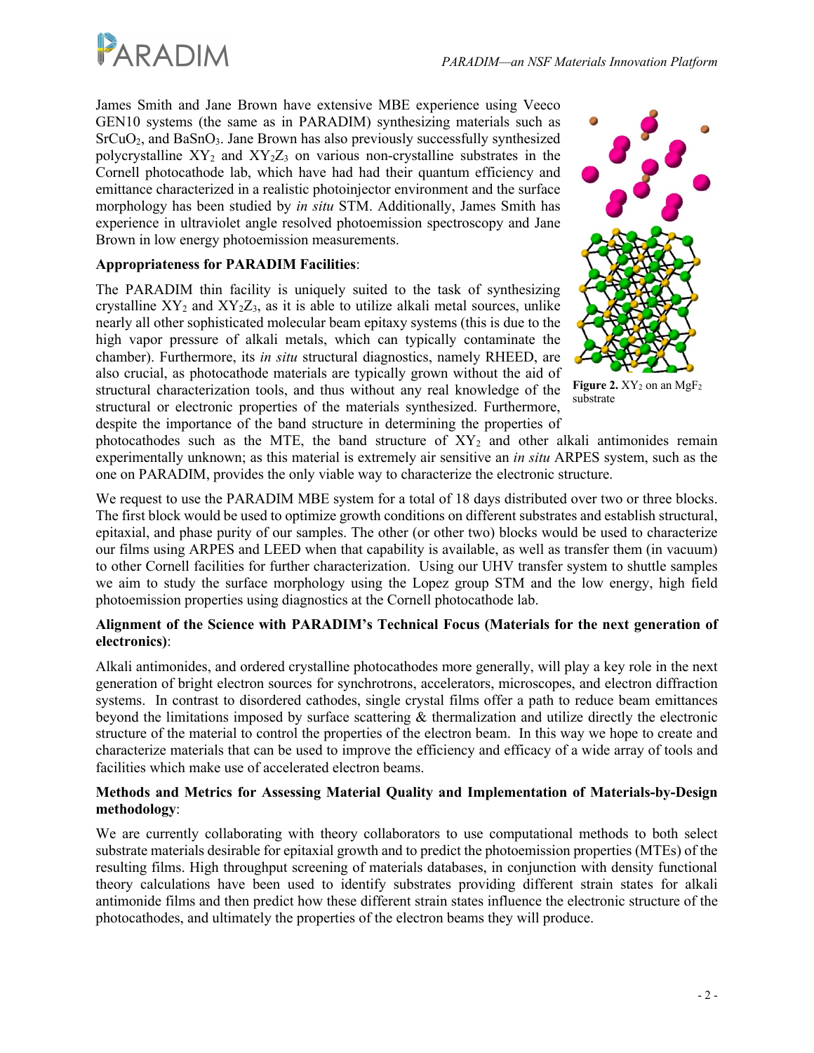James Smith and Jane Brown have extensive MBE experience using Veeco GEN10 systems (the same as in PARADIM) synthesizing materials such as $SrCuO_2$, and $BaSnO_3$. Jane Brown has also previously successfully synthesized polycrystalline $XY_2$ and $XY_2Z_3$ on various non-crystalline substrates in the Cornell photocathode lab, which have had had their quantum efficiency and emittance characterized in a realistic photoinjector environment and the surface morphology has been studied by *in situ* STM. Additionally, James Smith has experience in ultraviolet angle resolved photoemission spectroscopy and Jane Brown in low energy photoemission measurements.

**Appropriateness for PARADIM Facilities**:

The PARADIM thin facility is uniquely suited to the task of synthesizing crystalline $XY_2$ and $XY_2Z_3$, as it is able to utilize alkali metal sources, unlike nearly all other sophisticated molecular beam epitaxy systems (this is due to the high vapor pressure of alkali metals, which can typically contaminate the chamber). Furthermore, its *in situ* structural diagnostics, namely RHEED, are also crucial, as photocathode materials are typically grown without the aid of structural characterization tools, and thus without any real knowledge of the structural or electronic properties of the materials synthesized. Furthermore, despite the importance of the band structure in determining the properties of photocathodes such as the MTE, the band structure of $XY_2$ and other alkali antimonides remain experimentally unknown; as this material is extremely air sensitive an *in situ* ARPES system, such as the one on PARADIM, provides the only viable way to characterize the electronic structure.

**Figure 2.** $XY_2$ on an $MgF_2$ substrate

We request to use the PARADIM MBE system for a total of 18 days distributed over two or three blocks. The first block would be used to optimize growth conditions on different substrates and establish structural, epitaxial, and phase purity of our samples. The other (or other two) blocks would be used to characterize our films using ARPES and LEED when that capability is available, as well as transfer them (in vacuum) to other Cornell facilities for further characterization. Using our UHV transfer system to shuttle samples we aim to study the surface morphology using the Lopez group STM and the low energy, high field photoemission properties using diagnostics at the Cornell photocathode lab.

**Alignment of the Science with PARADIM's Technical Focus (Materials for the next generation of electronics)**:

Alkali antimonides, and ordered crystalline photocathodes more generally, will play a key role in the next generation of bright electron sources for synchrotrons, accelerators, microscopes, and electron diffraction systems. In contrast to disordered cathodes, single crystal films offer a path to reduce beam emittances beyond the limitations imposed by surface scattering & thermalization and utilize directly the electronic structure of the material to control the properties of the electron beam. In this way we hope to create and characterize materials that can be used to improve the efficiency and efficacy of a wide array of tools and facilities which make use of accelerated electron beams.

**Methods and Metrics for Assessing Material Quality and Implementation of Materials-by-Design methodology**:

We are currently collaborating with theory collaborators to use computational methods to both select substrate materials desirable for epitaxial growth and to predict the photoemission properties (MTEs) of the resulting films. High throughput screening of materials databases, in conjunction with density functional theory calculations have been used to identify substrates providing different strain states for alkali antimonide films and then predict how these different strain states influence the electronic structure of the photocathodes, and ultimately the properties of the electron beams they will produce.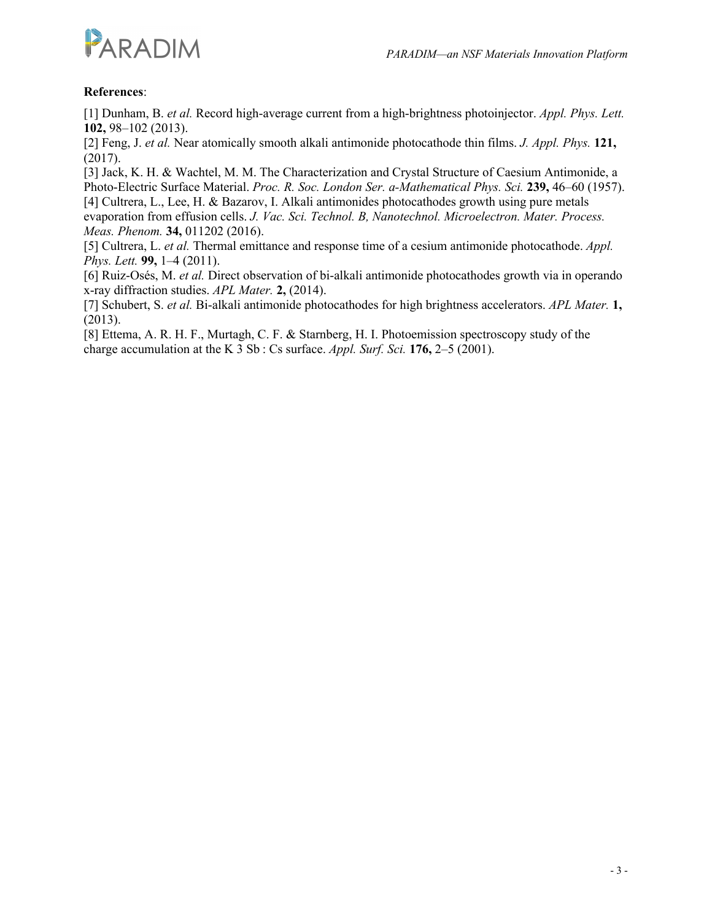**References**:

[1] Dunham, B. *et al.* Record high-average current from a high-brightness photoinjector. *Appl. Phys. Lett.* **102,** 98–102 (2013).

[2] Feng, J. *et al.* Near atomically smooth alkali antimonide photocathode thin films. *J. Appl. Phys.* **121,** (2017).

[3] Jack, K. H. & Wachtel, M. M. The Characterization and Crystal Structure of Caesium Antimonide, a Photo-Electric Surface Material. *Proc. R. Soc. London Ser. a-Mathematical Phys. Sci.* **239,** 46–60 (1957).

[4] Cultrera, L., Lee, H. & Bazarov, I. Alkali antimonides photocathodes growth using pure metals evaporation from effusion cells. *J. Vac. Sci. Technol. B, Nanotechnol. Microelectron. Mater. Process. Meas. Phenom.* **34,** 011202 (2016).

[5] Cultrera, L. *et al.* Thermal emittance and response time of a cesium antimonide photocathode. *Appl. Phys. Lett.* **99,** 1–4 (2011).

[6] Ruiz-Osés, M. *et al.* Direct observation of bi-alkali antimonide photocathodes growth via in operando x-ray diffraction studies. *APL Mater.* **2,** (2014).

[7] Schubert, S. *et al.* Bi-alkali antimonide photocathodes for high brightness accelerators. *APL Mater.* **1,** (2013).

[8] Ettema, A. R. H. F., Murtagh, C. F. & Starnberg, H. I. Photoemission spectroscopy study of the charge accumulation at the K 3 Sb : Cs surface. *Appl. Surf. Sci.* **176,** 2–5 (2001).